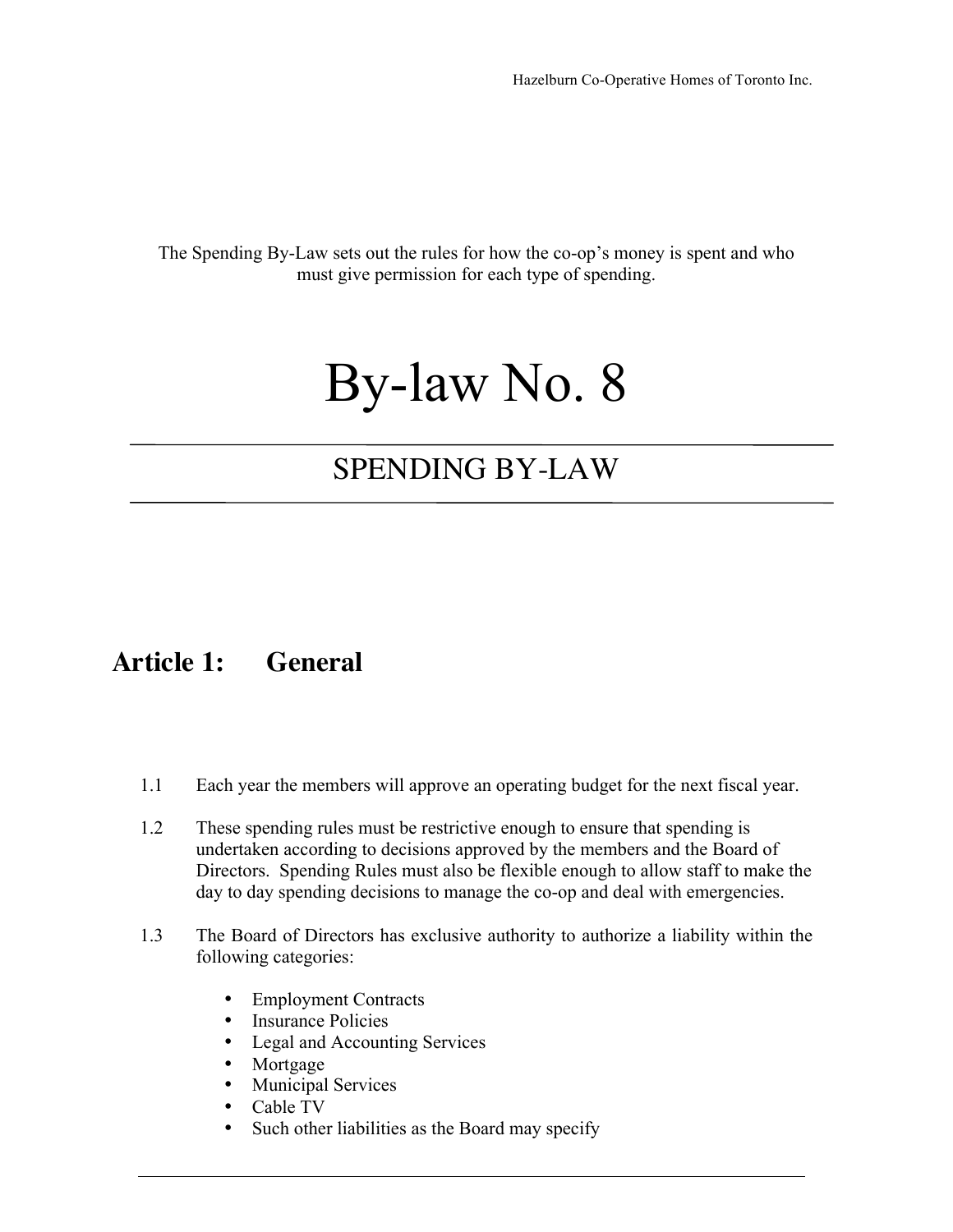The Spending By-Law sets out the rules for how the co-op's money is spent and who must give permission for each type of spending.

# By-law No. 8

## SPENDING BY-LAW

## Article 1: General

1.1 Each year the members will approve an operating budget for the next fiscal year.

1.2 These spending rules must be restrictive enough to ensure that spending is undertaken according to decisions approved by the members and the Board of Directors. Spending Rules must also be flexible enough to allow staff to make the day to day spending decisions to manage the co-op and deal with emergencies.

1.3 The Board of Directors has exclusive authority to authorize a liability within the following categories:

- Employment Contracts
- Insurance Policies
- Legal and Accounting Services
- Mortgage
- Municipal Services
- Cable TV
- Such other liabilities as the Board may specify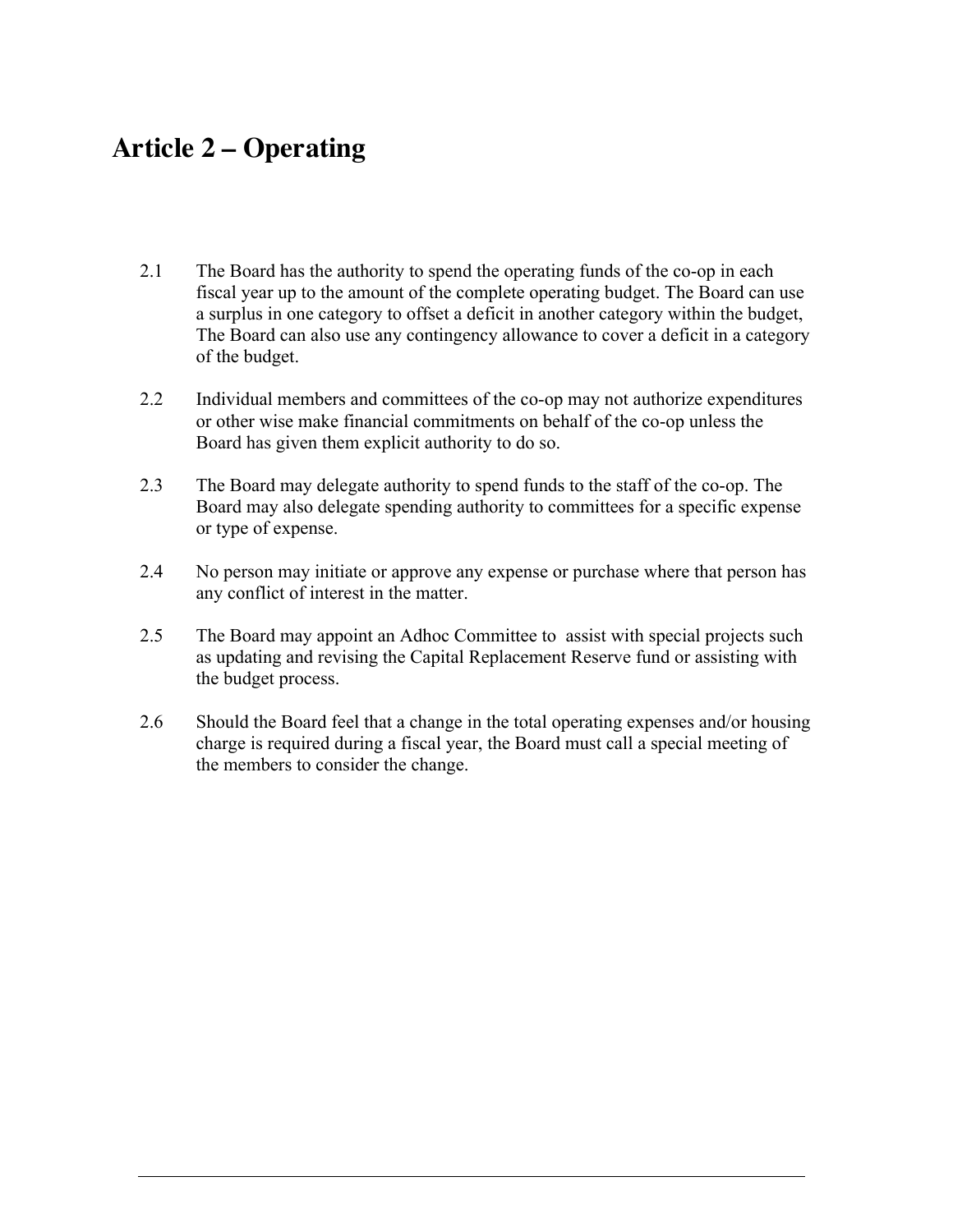# Article 2 – Operating

2.1 The Board has the authority to spend the operating funds of the co-op in each fiscal year up to the amount of the complete operating budget. The Board can use a surplus in one category to offset a deficit in another category within the budget, The Board can also use any contingency allowance to cover a deficit in a category of the budget.

2.2 Individual members and committees of the co-op may not authorize expenditures or other wise make financial commitments on behalf of the co-op unless the Board has given them explicit authority to do so.

2.3 The Board may delegate authority to spend funds to the staff of the co-op. The Board may also delegate spending authority to committees for a specific expense or type of expense.

2.4 No person may initiate or approve any expense or purchase where that person has any conflict of interest in the matter.

2.5 The Board may appoint an Adhoc Committee to assist with special projects such as updating and revising the Capital Replacement Reserve fund or assisting with the budget process.

2.6 Should the Board feel that a change in the total operating expenses and/or housing charge is required during a fiscal year, the Board must call a special meeting of the members to consider the change.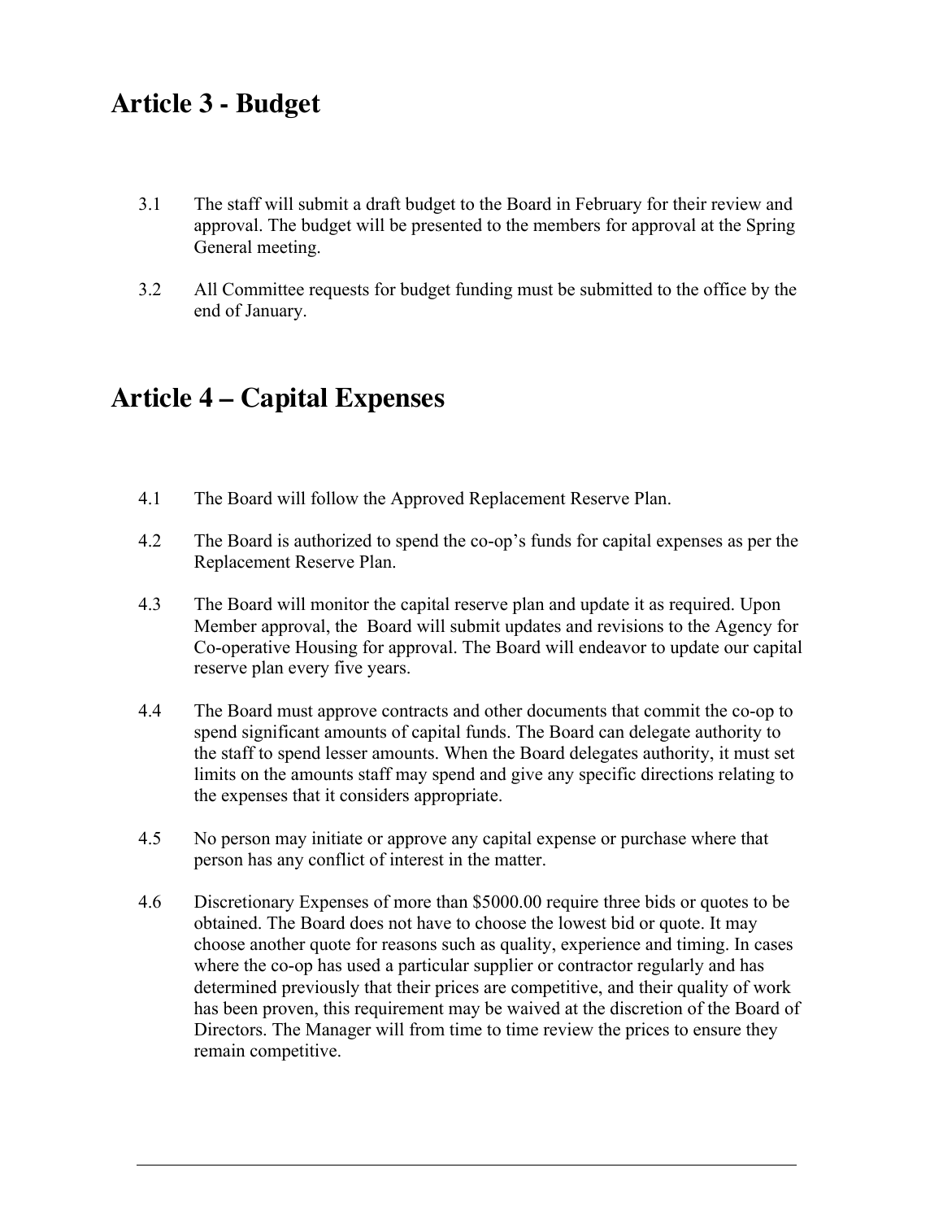## Article 3 - Budget

3.1 The staff will submit a draft budget to the Board in February for their review and approval. The budget will be presented to the members for approval at the Spring General meeting.

3.2 All Committee requests for budget funding must be submitted to the office by the end of January.

## Article 4 – Capital Expenses

4.1 The Board will follow the Approved Replacement Reserve Plan.

4.2 The Board is authorized to spend the co-op's funds for capital expenses as per the Replacement Reserve Plan.

4.3 The Board will monitor the capital reserve plan and update it as required. Upon Member approval, the Board will submit updates and revisions to the Agency for Co-operative Housing for approval. The Board will endeavor to update our capital reserve plan every five years.

4.4 The Board must approve contracts and other documents that commit the co-op to spend significant amounts of capital funds. The Board can delegate authority to the staff to spend lesser amounts. When the Board delegates authority, it must set limits on the amounts staff may spend and give any specific directions relating to the expenses that it considers appropriate.

4.5 No person may initiate or approve any capital expense or purchase where that person has any conflict of interest in the matter.

4.6 Discretionary Expenses of more than $5000.00 require three bids or quotes to be obtained. The Board does not have to choose the lowest bid or quote. It may choose another quote for reasons such as quality, experience and timing. In cases where the co-op has used a particular supplier or contractor regularly and has determined previously that their prices are competitive, and their quality of work has been proven, this requirement may be waived at the discretion of the Board of Directors. The Manager will from time to time review the prices to ensure they remain competitive.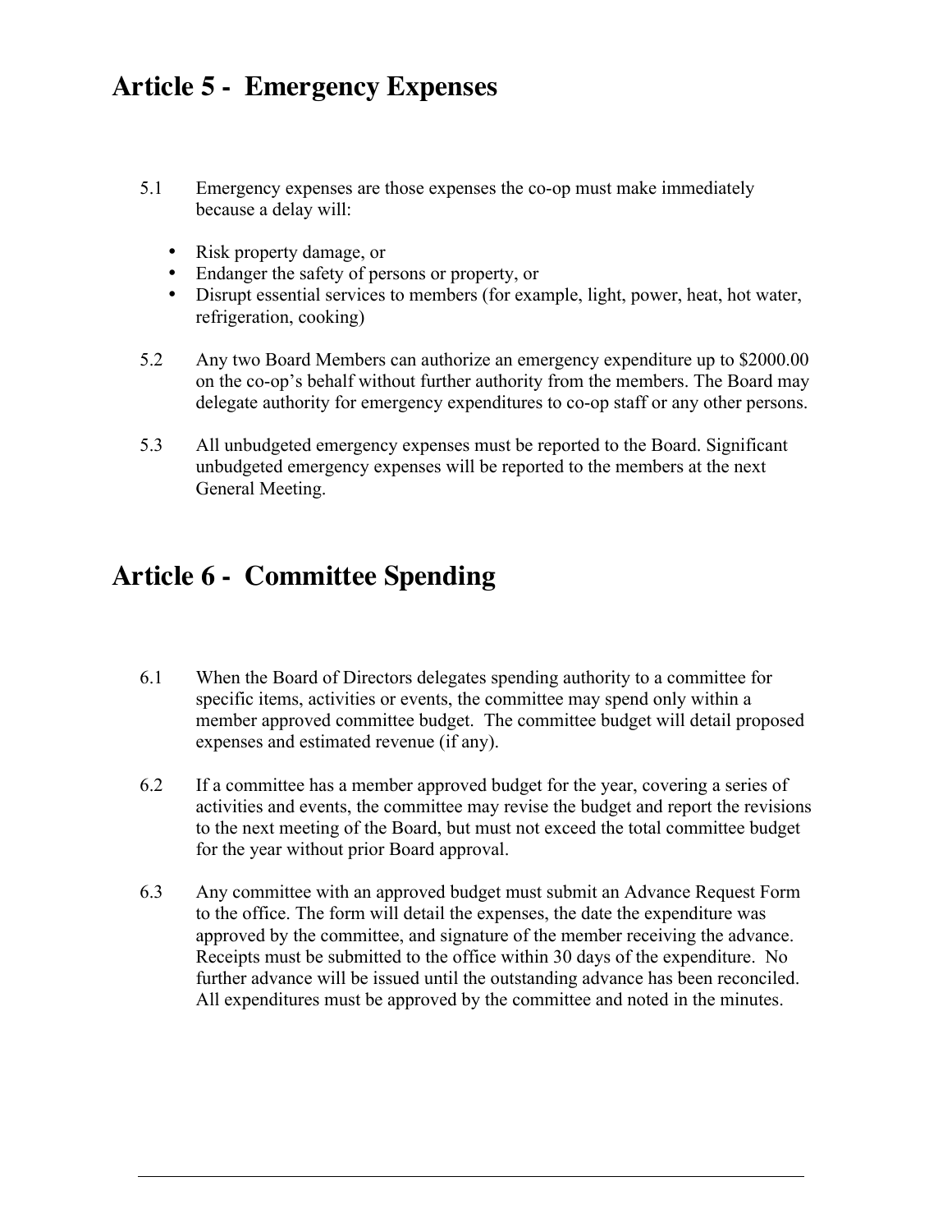## Article 5 - Emergency Expenses

5.1 Emergency expenses are those expenses the co-op must make immediately because a delay will:

- Risk property damage, or
- Endanger the safety of persons or property, or
- Disrupt essential services to members (for example, light, power, heat, hot water, refrigeration, cooking)

5.2 Any two Board Members can authorize an emergency expenditure up to $2000.00 on the co-op's behalf without further authority from the members. The Board may delegate authority for emergency expenditures to co-op staff or any other persons.

5.3 All unbudgeted emergency expenses must be reported to the Board. Significant unbudgeted emergency expenses will be reported to the members at the next General Meeting.

## Article 6 - Committee Spending

6.1 When the Board of Directors delegates spending authority to a committee for specific items, activities or events, the committee may spend only within a member approved committee budget. The committee budget will detail proposed expenses and estimated revenue (if any).

6.2 If a committee has a member approved budget for the year, covering a series of activities and events, the committee may revise the budget and report the revisions to the next meeting of the Board, but must not exceed the total committee budget for the year without prior Board approval.

6.3 Any committee with an approved budget must submit an Advance Request Form to the office. The form will detail the expenses, the date the expenditure was approved by the committee, and signature of the member receiving the advance. Receipts must be submitted to the office within 30 days of the expenditure. No further advance will be issued until the outstanding advance has been reconciled. All expenditures must be approved by the committee and noted in the minutes.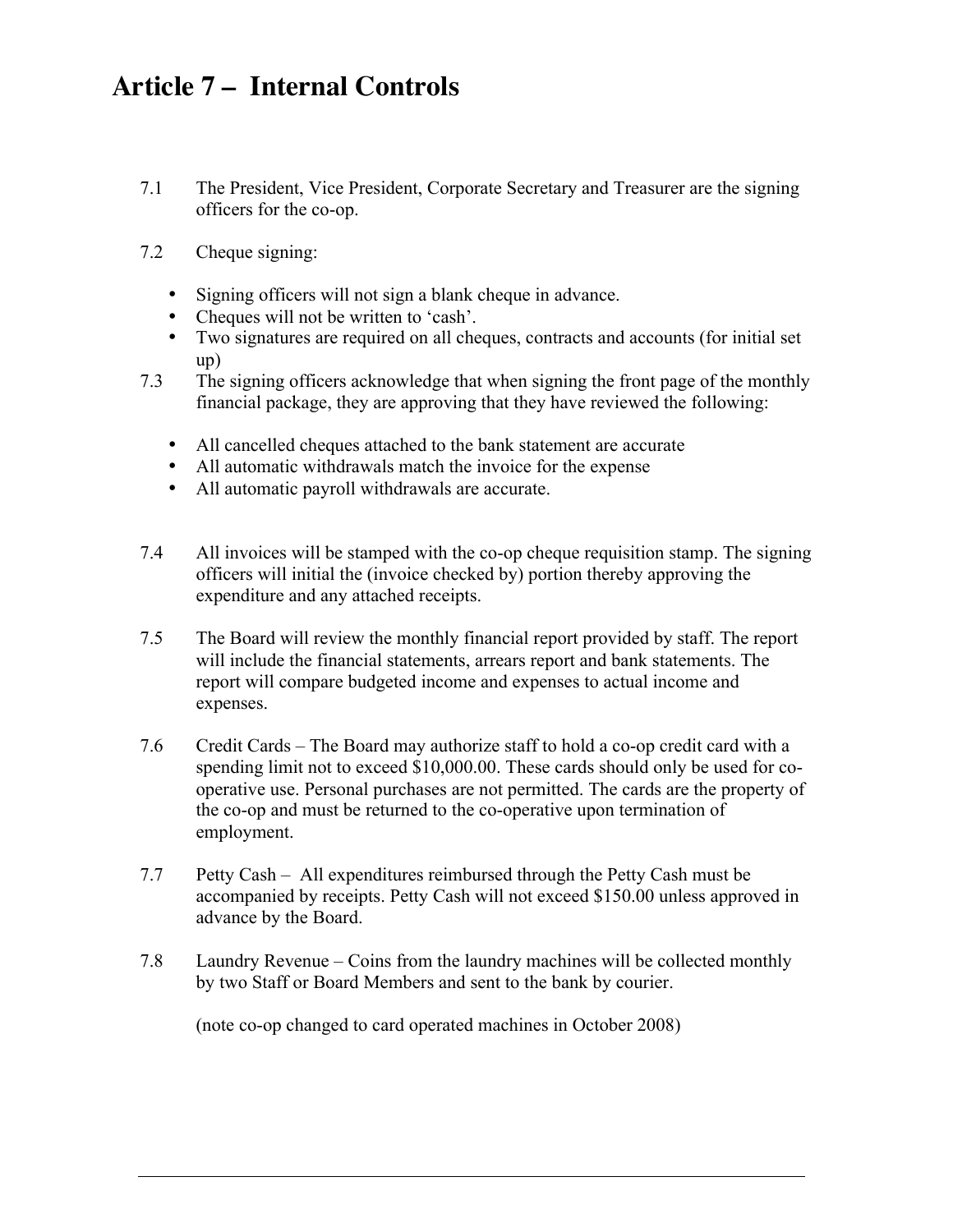# Article 7 – Internal Controls

7.1 The President, Vice President, Corporate Secretary and Treasurer are the signing officers for the co-op.

7.2 Cheque signing:

- Signing officers will not sign a blank cheque in advance.
- Cheques will not be written to 'cash'.
- Two signatures are required on all cheques, contracts and accounts (for initial set up)

7.3 The signing officers acknowledge that when signing the front page of the monthly financial package, they are approving that they have reviewed the following:

- All cancelled cheques attached to the bank statement are accurate
- All automatic withdrawals match the invoice for the expense
- All automatic payroll withdrawals are accurate.

7.4 All invoices will be stamped with the co-op cheque requisition stamp. The signing officers will initial the (invoice checked by) portion thereby approving the expenditure and any attached receipts.

7.5 The Board will review the monthly financial report provided by staff. The report will include the financial statements, arrears report and bank statements. The report will compare budgeted income and expenses to actual income and expenses.

7.6 Credit Cards – The Board may authorize staff to hold a co-op credit card with a spending limit not to exceed $10,000.00. These cards should only be used for co-operative use. Personal purchases are not permitted. The cards are the property of the co-op and must be returned to the co-operative upon termination of employment.

7.7 Petty Cash – All expenditures reimbursed through the Petty Cash must be accompanied by receipts. Petty Cash will not exceed $150.00 unless approved in advance by the Board.

7.8 Laundry Revenue – Coins from the laundry machines will be collected monthly by two Staff or Board Members and sent to the bank by courier.

(note co-op changed to card operated machines in October 2008)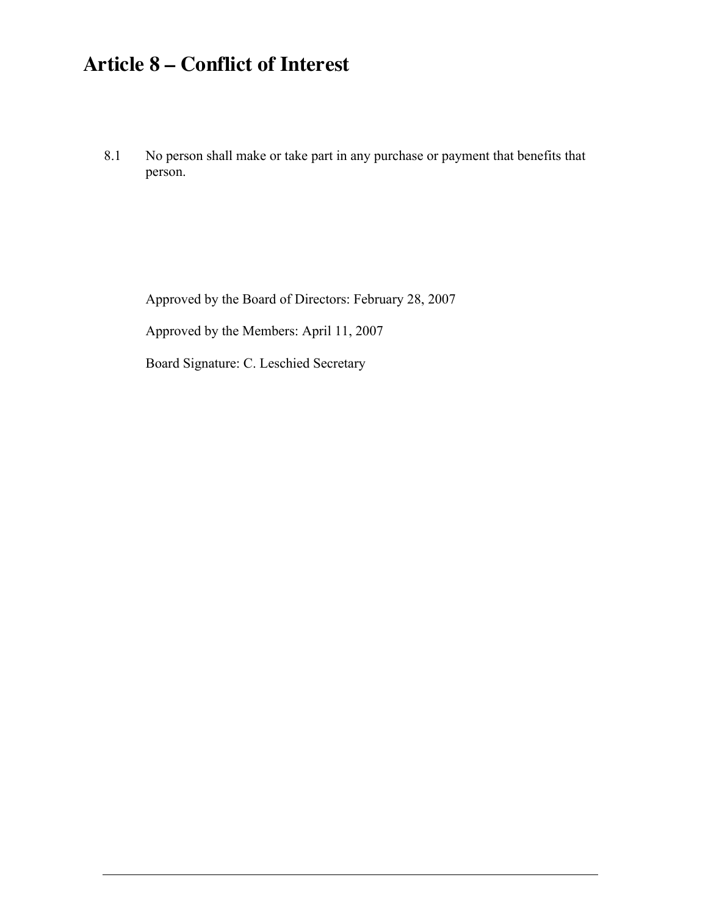# Article 8 – Conflict of Interest

8.1 No person shall make or take part in any purchase or payment that benefits that person.

Approved by the Board of Directors: February 28, 2007

Approved by the Members: April 11, 2007

Board Signature: C. Leschied Secretary